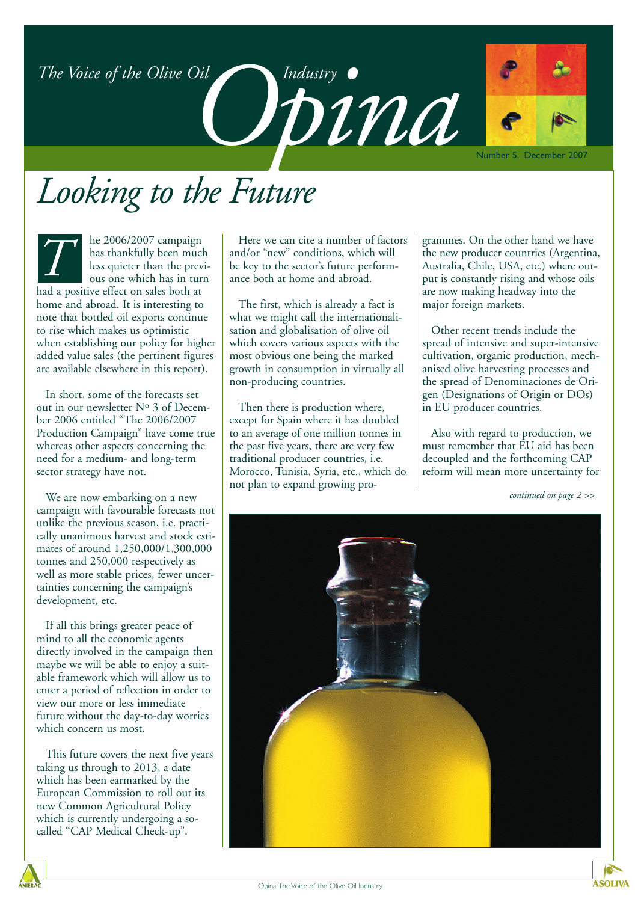# Opina

*The Voice of the Olive Oil Industry*

Number 5. December 2007

# *Looking to the Future*

The 2006/2007 campaign has thankfully been much less quieter than the previous one which has in turn had a positive effect on sales both at home and abroad. It is interesting to note that bottled oil exports continue to rise which makes us optimistic when establishing our policy for higher added value sales (the pertinent figures are available elsewhere in this report).

In short, some of the forecasts set out in our newsletter Nº 3 of December 2006 entitled "The 2006/2007 Production Campaign" have come true whereas other aspects concerning the need for a medium- and long-term sector strategy have not.

We are now embarking on a new campaign with favourable forecasts not unlike the previous season, i.e. practically unanimous harvest and stock estimates of around 1,250,000/1,300,000 tonnes and 250,000 respectively as well as more stable prices, fewer uncertainties concerning the campaign's development, etc.

If all this brings greater peace of mind to all the economic agents directly involved in the campaign then maybe we will be able to enjoy a suitable framework which will allow us to enter a period of reflection in order to view our more or less immediate future without the day-to-day worries which concern us most.

This future covers the next five years taking us through to 2013, a date which has been earmarked by the European Commission to roll out its new Common Agricultural Policy which is currently undergoing a so-called "CAP Medical Check-up".

Here we can cite a number of factors and/or "new" conditions, which will be key to the sector's future performance both at home and abroad.

The first, which is already a fact is what we might call the internationalisation and globalisation of olive oil which covers various aspects with the most obvious one being the marked growth in consumption in virtually all non-producing countries.

Then there is production where, except for Spain where it has doubled to an average of one million tonnes in the past five years, there are very few traditional producer countries, i.e. Morocco, Tunisia, Syria, etc., which do not plan to expand growing programmes. On the other hand we have the new producer countries (Argentina, Australia, Chile, USA, etc.) where output is constantly rising and whose oils are now making headway into the major foreign markets.

Other recent trends include the spread of intensive and super-intensive cultivation, organic production, mechanised olive harvesting processes and the spread of Denominaciones de Origen (Designations of Origin or DOs) in EU producer countries.

Also with regard to production, we must remember that EU aid has been decoupled and the forthcoming CAP reform will mean more uncertainty for

*continued on page 2 >>*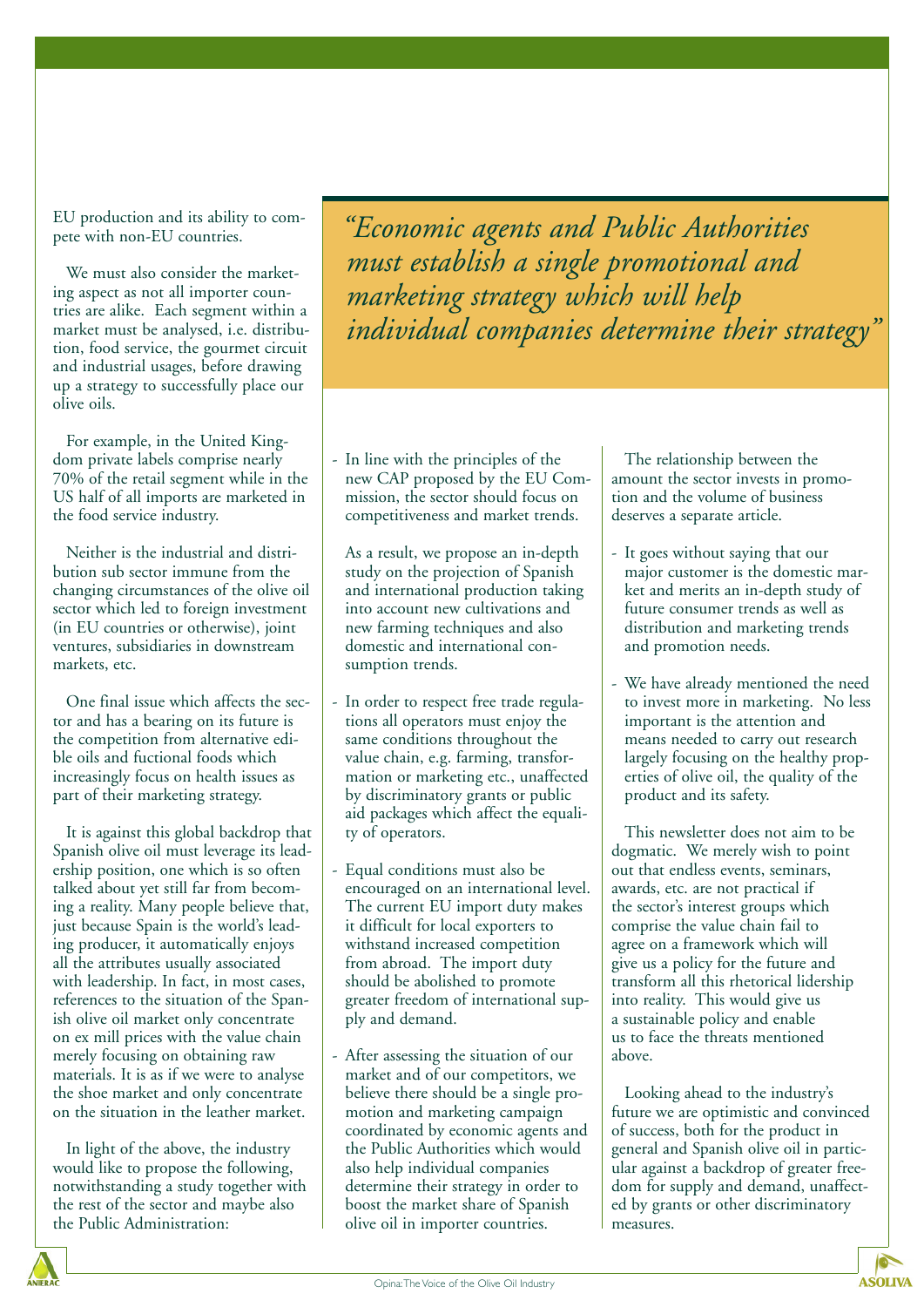EU production and its ability to compete with non-EU countries.

We must also consider the marketing aspect as not all importer countries are alike. Each segment within a market must be analysed, i.e. distribution, food service, the gourmet circuit and industrial usages, before drawing up a strategy to successfully place our olive oils.

For example, in the United Kingdom private labels comprise nearly 70% of the retail segment while in the US half of all imports are marketed in the food service industry.

Neither is the industrial and distribution sub sector immune from the changing circumstances of the olive oil sector which led to foreign investment (in EU countries or otherwise), joint ventures, subsidiaries in downstream markets, etc.

One final issue which affects the sector and has a bearing on its future is the competition from alternative edible oils and fuctional foods which increasingly focus on health issues as part of their marketing strategy.

It is against this global backdrop that Spanish olive oil must leverage its leadership position, one which is so often talked about yet still far from becoming a reality. Many people believe that, just because Spain is the world's leading producer, it automatically enjoys all the attributes usually associated with leadership. In fact, in most cases, references to the situation of the Spanish olive oil market only concentrate on ex mill prices with the value chain merely focusing on obtaining raw materials. It is as if we were to analyse the shoe market and only concentrate on the situation in the leather market.

In light of the above, the industry would like to propose the following, notwithstanding a study together with the rest of the sector and maybe also the Public Administration:

*"Economic agents and Public Authorities must establish a single promotional and marketing strategy which will help individual companies determine their strategy"*

- In line with the principles of the new CAP proposed by the EU Commission, the sector should focus on competitiveness and market trends.

  As a result, we propose an in-depth study on the projection of Spanish and international production taking into account new cultivations and new farming techniques and also domestic and international consumption trends.

- In order to respect free trade regulations all operators must enjoy the same conditions throughout the value chain, e.g. farming, transformation or marketing etc., unaffected by discriminatory grants or public aid packages which affect the equality of operators.

- Equal conditions must also be encouraged on an international level. The current EU import duty makes it difficult for local exporters to withstand increased competition from abroad. The import duty should be abolished to promote greater freedom of international supply and demand.

- After assessing the situation of our market and of our competitors, we believe there should be a single promotion and marketing campaign coordinated by economic agents and the Public Authorities which would also help individual companies determine their strategy in order to boost the market share of Spanish olive oil in importer countries.

  The relationship between the amount the sector invests in promotion and the volume of business deserves a separate article.

- It goes without saying that our major customer is the domestic market and merits an in-depth study of future consumer trends as well as distribution and marketing trends and promotion needs.

- We have already mentioned the need to invest more in marketing. No less important is the attention and means needed to carry out research largely focusing on the healthy properties of olive oil, the quality of the product and its safety.

This newsletter does not aim to be dogmatic. We merely wish to point out that endless events, seminars, awards, etc. are not practical if the sector's interest groups which comprise the value chain fail to agree on a framework which will give us a policy for the future and transform all this rhetorical lidership into reality. This would give us a sustainable policy and enable us to face the threats mentioned above.

Looking ahead to the industry's future we are optimistic and convinced of success, both for the product in general and Spanish olive oil in particular against a backdrop of greater freedom for supply and demand, unaffected by grants or other discriminatory measures.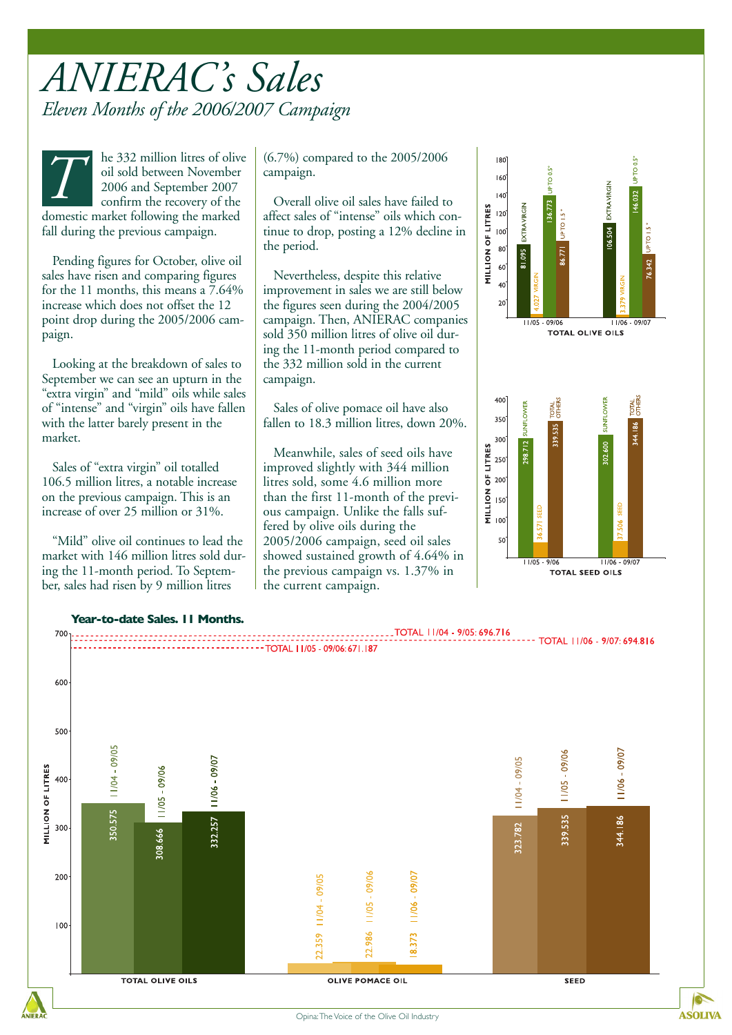# ANIERAC's Sales

*Eleven Months of the 2006/2007 Campaign*

The 332 million litres of olive oil sold between November 2006 and September 2007 confirm the recovery of the domestic market following the marked fall during the previous campaign.

Pending figures for October, olive oil sales have risen and comparing figures for the 11 months, this means a 7.64% increase which does not offset the 12 point drop during the 2005/2006 campaign.

Looking at the breakdown of sales to September we can see an upturn in the "extra virgin" and "mild" oils while sales of "intense" and "virgin" oils have fallen with the latter barely present in the market.

Sales of "extra virgin" oil totalled 106.5 million litres, a notable increase on the previous campaign. This is an increase of over 25 million or 31%.

"Mild" olive oil continues to lead the market with 146 million litres sold during the 11-month period. To September, sales had risen by 9 million litres (6.7%) compared to the 2005/2006 campaign.

Overall olive oil sales have failed to affect sales of "intense" oils which continue to drop, posting a 12% decline in the period.

Nevertheless, despite this relative improvement in sales we are still below the figures seen during the 2004/2005 campaign. Then, ANIERAC companies sold 350 million litres of olive oil during the 11-month period compared to the 332 million sold in the current campaign.

Sales of olive pomace oil have also fallen to 18.3 million litres, down 20%.

Meanwhile, sales of seed oils have improved slightly with 344 million litres sold, some 4.6 million more than the first 11-month of the previous campaign. Unlike the falls suffered by olive oils during the 2005/2006 campaign, seed oil sales showed sustained growth of 4.64% in the previous campaign vs. 1.37% in the current campaign.

**TOTAL OLIVE OILS** (Million of litres)

| | 11/05 - 09/06 | 11/06 - 09/07 |
|---|---|---|
| Extra virgin | 81.095 | 106.504 |
| Virgin | 4.027 | 3.379 |
| Up to 0.5° | 136.773 | 146.032 |
| Up to 1.5° | 86.771 | 76.342 |

**TOTAL SEED OILS** (Million of litres)

| | 11/05 - 9/06 | 11/06 - 09/07 |
|---|---|---|
| Sunflower | 298.712 | 302.600 |
| Seed | 36.571 | 37.506 |
| Total others | 339.535 | 344.186 |

**Year-to-date Sales. 11 Months.** (Million of litres)

| | 11/04 - 09/05 | 11/05 - 09/06 | 11/06 - 09/07 |
|---|---|---|---|
| Total olive oils | 350.575 | 308.666 | 332.257 |
| Olive pomace oil | 22.359 | 22.986 | 18.373 |
| Seed | 323.782 | 339.535 | 344.186 |
| Total | 696.716 | 671.187 | 694.816 |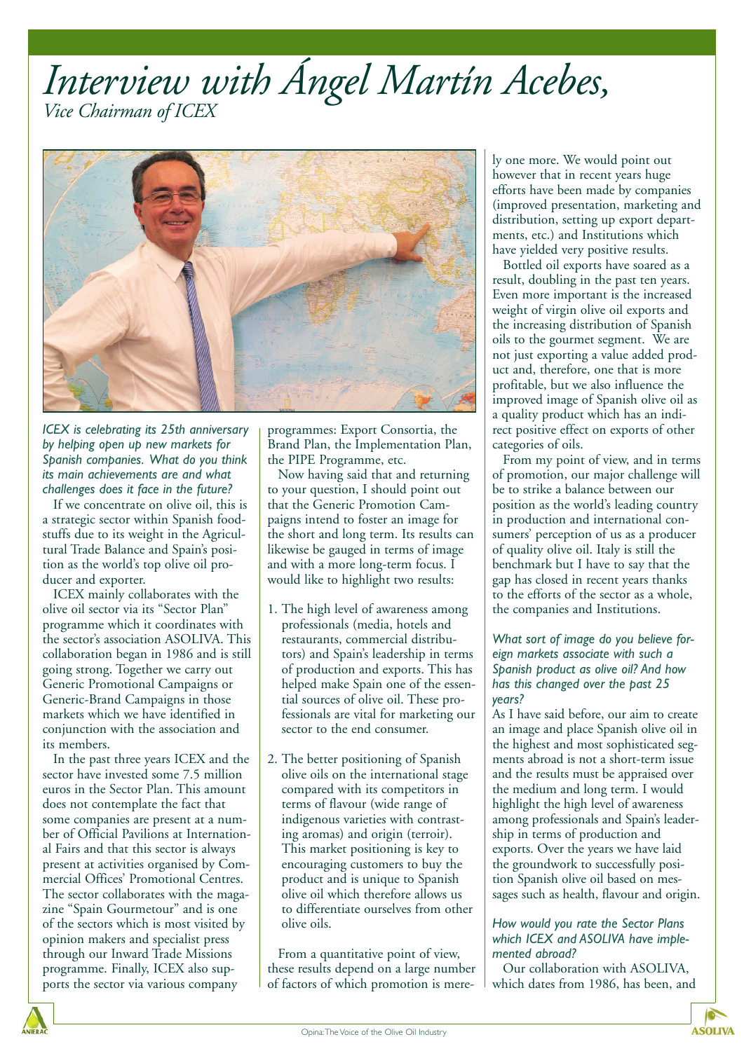# Interview with Ángel Martín Acebes,

*Vice Chairman of ICEX*

*ICEX is celebrating its 25th anniversary by helping open up new markets for Spanish companies. What do you think its main achievements are and what challenges does it face in the future?*

If we concentrate on olive oil, this is a strategic sector within Spanish foodstuffs due to its weight in the Agricultural Trade Balance and Spain's position as the world's top olive oil producer and exporter.

ICEX mainly collaborates with the olive oil sector via its "Sector Plan" programme which it coordinates with the sector's association ASOLIVA. This collaboration began in 1986 and is still going strong. Together we carry out Generic Promotional Campaigns or Generic-Brand Campaigns in those markets which we have identified in conjunction with the association and its members.

In the past three years ICEX and the sector have invested some 7.5 million euros in the Sector Plan. This amount does not contemplate the fact that some companies are present at a number of Official Pavilions at International Fairs and that this sector is always present at activities organised by Commercial Offices' Promotional Centres. The sector collaborates with the magazine "Spain Gourmetour" and is one of the sectors which is most visited by opinion makers and specialist press through our Inward Trade Missions programme. Finally, ICEX also supports the sector via various company programmes: Export Consortia, the Brand Plan, the Implementation Plan, the PIPE Programme, etc.

Now having said that and returning to your question, I should point out that the Generic Promotion Campaigns intend to foster an image for the short and long term. Its results can likewise be gauged in terms of image and with a more long-term focus. I would like to highlight two results:

1. The high level of awareness among professionals (media, hotels and restaurants, commercial distributors) and Spain's leadership in terms of production and exports. This has helped make Spain one of the essential sources of olive oil. These professionals are vital for marketing our sector to the end consumer.

2. The better positioning of Spanish olive oils on the international stage compared with its competitors in terms of flavour (wide range of indigenous varieties with contrasting aromas) and origin (terroir). This market positioning is key to encouraging customers to buy the product and is unique to Spanish olive oil which therefore allows us to differentiate ourselves from other olive oils.

From a quantitative point of view, these results depend on a large number of factors of which promotion is merely one more. We would point out however that in recent years huge efforts have been made by companies (improved presentation, marketing and distribution, setting up export departments, etc.) and Institutions which have yielded very positive results.

Bottled oil exports have soared as a result, doubling in the past ten years. Even more important is the increased weight of virgin olive oil exports and the increasing distribution of Spanish oils to the gourmet segment. We are not just exporting a value added product and, therefore, one that is more profitable, but we also influence the improved image of Spanish olive oil as a quality product which has an indirect positive effect on exports of other categories of oils.

From my point of view, and in terms of promotion, our major challenge will be to strike a balance between our position as the world's leading country in production and international consumers' perception of us as a producer of quality olive oil. Italy is still the benchmark but I have to say that the gap has closed in recent years thanks to the efforts of the sector as a whole, the companies and Institutions.

*What sort of image do you believe foreign markets associate with such a Spanish product as olive oil? And how has this changed over the past 25 years?*

As I have said before, our aim to create an image and place Spanish olive oil in the highest and most sophisticated segments abroad is not a short-term issue and the results must be appraised over the medium and long term. I would highlight the high level of awareness among professionals and Spain's leadership in terms of production and exports. Over the years we have laid the groundwork to successfully position Spanish olive oil based on messages such as health, flavour and origin.

*How would you rate the Sector Plans which ICEX and ASOLIVA have implemented abroad?*

Our collaboration with ASOLIVA, which dates from 1986, has been, and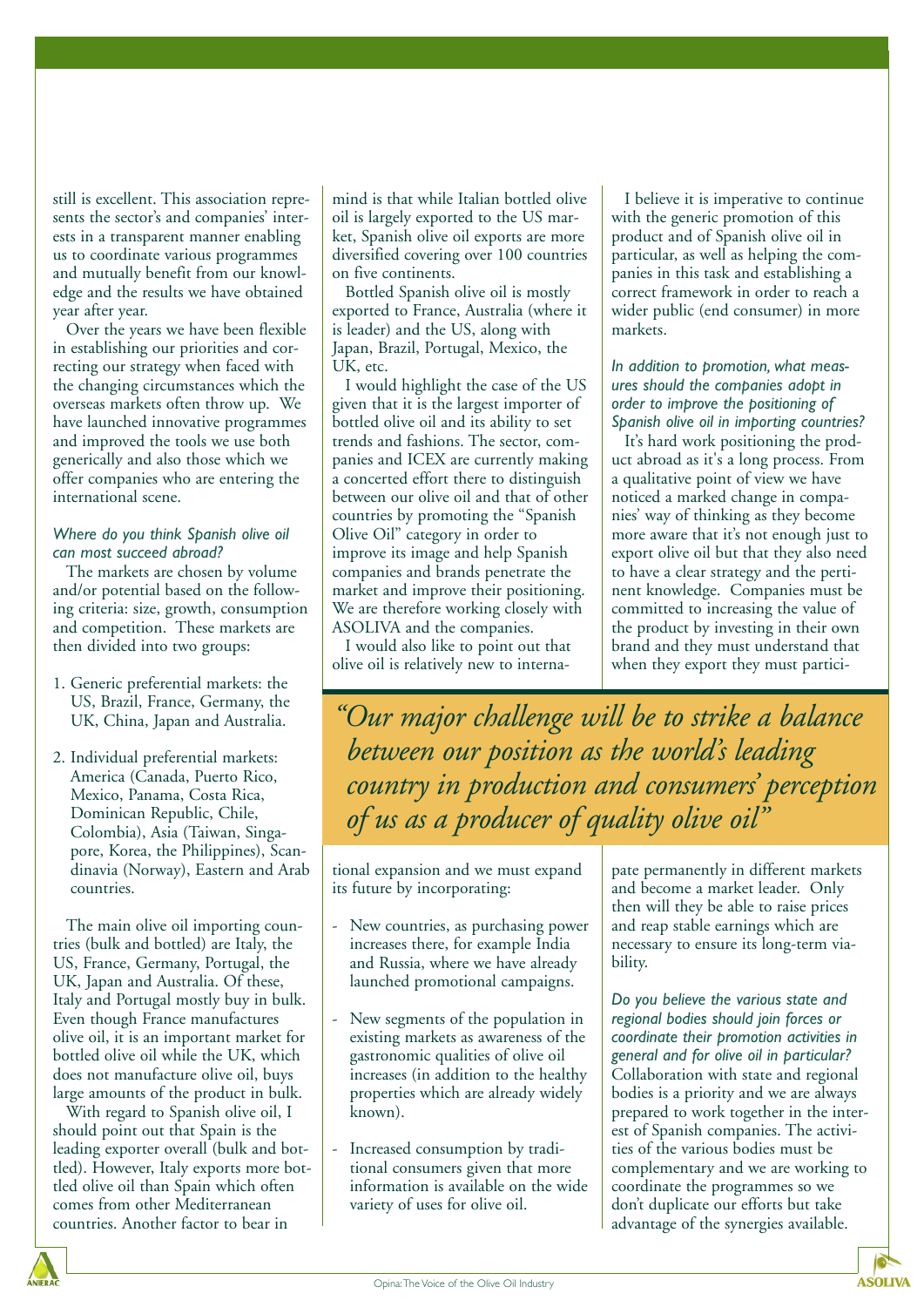still is excellent. This association represents the sector's and companies' interests in a transparent manner enabling us to coordinate various programmes and mutually benefit from our knowledge and the results we have obtained year after year.

Over the years we have been flexible in establishing our priorities and correcting our strategy when faced with the changing circumstances which the overseas markets often throw up. We have launched innovative programmes and improved the tools we use both generically and also those which we offer companies who are entering the international scene.

*Where do you think Spanish olive oil can most succeed abroad?*

The markets are chosen by volume and/or potential based on the following criteria: size, growth, consumption and competition. These markets are then divided into two groups:

1. Generic preferential markets: the US, Brazil, France, Germany, the UK, China, Japan and Australia.
2. Individual preferential markets: America (Canada, Puerto Rico, Mexico, Panama, Costa Rica, Dominican Republic, Chile, Colombia), Asia (Taiwan, Singapore, Korea, the Philippines), Scandinavia (Norway), Eastern and Arab countries.

The main olive oil importing countries (bulk and bottled) are Italy, the US, France, Germany, Portugal, the UK, Japan and Australia. Of these, Italy and Portugal mostly buy in bulk. Even though France manufactures olive oil, it is an important market for bottled olive oil while the UK, which does not manufacture olive oil, buys large amounts of the product in bulk.

With regard to Spanish olive oil, I should point out that Spain is the leading exporter overall (bulk and bottled). However, Italy exports more bottled olive oil than Spain which often comes from other Mediterranean countries. Another factor to bear in mind is that while Italian bottled olive oil is largely exported to the US market, Spanish olive oil exports are more diversified covering over 100 countries on five continents.

Bottled Spanish olive oil is mostly exported to France, Australia (where it is leader) and the US, along with Japan, Brazil, Portugal, Mexico, the UK, etc.

I would highlight the case of the US given that it is the largest importer of bottled olive oil and its ability to set trends and fashions. The sector, companies and ICEX are currently making a concerted effort there to distinguish between our olive oil and that of other countries by promoting the "Spanish Olive Oil" category in order to improve its image and help Spanish companies and brands penetrate the market and improve their positioning. We are therefore working closely with ASOLIVA and the companies.

I would also like to point out that olive oil is relatively new to international expansion and we must expand its future by incorporating:

- New countries, as purchasing power increases there, for example India and Russia, where we have already launched promotional campaigns.
- New segments of the population in existing markets as awareness of the gastronomic qualities of olive oil increases (in addition to the healthy properties which are already widely known).
- Increased consumption by traditional consumers given that more information is available on the wide variety of uses for olive oil.

I believe it is imperative to continue with the generic promotion of this product and of Spanish olive oil in particular, as well as helping the companies in this task and establishing a correct framework in order to reach a wider public (end consumer) in more markets.

*In addition to promotion, what measures should the companies adopt in order to improve the positioning of Spanish olive oil in importing countries?*

It's hard work positioning the product abroad as it's a long process. From a qualitative point of view we have noticed a marked change in companies' way of thinking as they become more aware that it's not enough just to export olive oil but that they also need to have a clear strategy and the pertinent knowledge. Companies must be committed to increasing the value of the product by investing in their own brand and they must understand that when they export they must participate permanently in different markets and become a market leader. Only then will they be able to raise prices and reap stable earnings which are necessary to ensure its long-term viability.

*Do you believe the various state and regional bodies should join forces or coordinate their promotion activities in general and for olive oil in particular?*

Collaboration with state and regional bodies is a priority and we are always prepared to work together in the interest of Spanish companies. The activities of the various bodies must be complementary and we are working to coordinate the programmes so we don't duplicate our efforts but take advantage of the synergies available.

> *"Our major challenge will be to strike a balance between our position as the world's leading country in production and consumers' perception of us as a producer of quality olive oil"*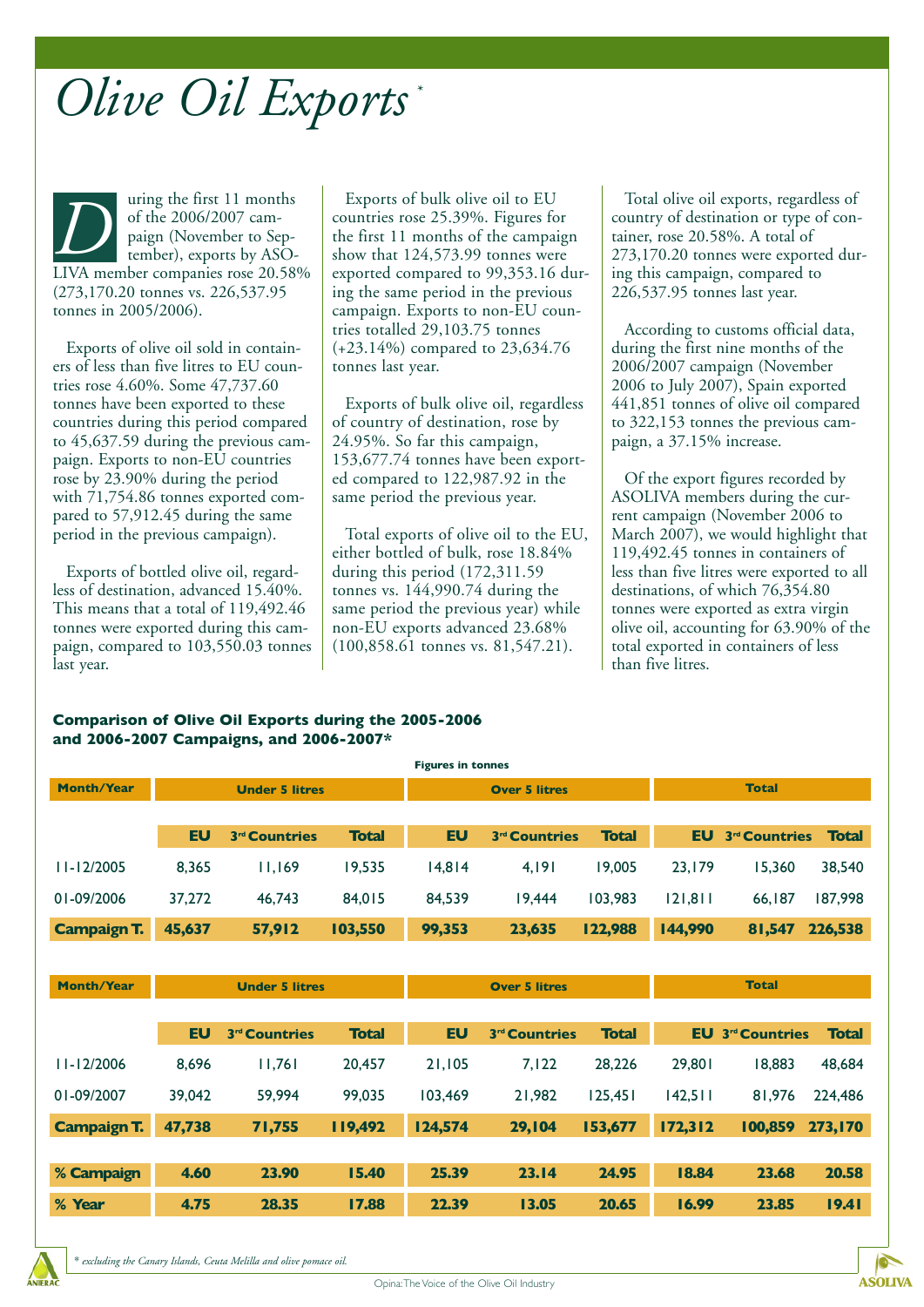# Olive Oil Exports *

During the first 11 months of the 2006/2007 campaign (November to September), exports by ASOLIVA member companies rose 20.58% (273,170.20 tonnes vs. 226,537.95 tonnes in 2005/2006).

Exports of olive oil sold in containers of less than five litres to EU countries rose 4.60%. Some 47,737.60 tonnes have been exported to these countries during this period compared to 45,637.59 during the previous campaign. Exports to non-EU countries rose by 23.90% during the period with 71,754.86 tonnes exported compared to 57,912.45 during the same period in the previous campaign).

Exports of bottled olive oil, regardless of destination, advanced 15.40%. This means that a total of 119,492.46 tonnes were exported during this campaign, compared to 103,550.03 tonnes last year.

Exports of bulk olive oil to EU countries rose 25.39%. Figures for the first 11 months of the campaign show that 124,573.99 tonnes were exported compared to 99,353.16 during the same period in the previous campaign. Exports to non-EU countries totalled 29,103.75 tonnes (+23.14%) compared to 23,634.76 tonnes last year.

Exports of bulk olive oil, regardless of country of destination, rose by 24.95%. So far this campaign, 153,677.74 tonnes have been exported compared to 122,987.92 in the same period the previous year.

Total exports of olive oil to the EU, either bottled of bulk, rose 18.84% during this period (172,311.59 tonnes vs. 144,990.74 during the same period the previous year) while non-EU exports advanced 23.68% (100,858.61 tonnes vs. 81,547.21).

Total olive oil exports, regardless of country of destination or type of container, rose 20.58%. A total of 273,170.20 tonnes were exported during this campaign, compared to 226,537.95 tonnes last year.

According to customs official data, during the first nine months of the 2006/2007 campaign (November 2006 to July 2007), Spain exported 441,851 tonnes of olive oil compared to 322,153 tonnes the previous campaign, a 37.15% increase.

Of the export figures recorded by ASOLIVA members during the current campaign (November 2006 to March 2007), we would highlight that 119,492.45 tonnes in containers of less than five litres were exported to all destinations, of which 76,354.80 tonnes were exported as extra virgin olive oil, accounting for 63.90% of the total exported in containers of less than five litres.

**Comparison of Olive Oil Exports during the 2005-2006 and 2006-2007 Campaigns, and 2006-2007***

Figures in tonnes

| Month/Year | Under 5 litres | | | Over 5 litres | | | Total | | |
|---|---|---|---|---|---|---|---|---|---|
| | EU | 3rd Countries | Total | EU | 3rd Countries | Total | EU | 3rd Countries | Total |
| 11-12/2005 | 8,365 | 11,169 | 19,535 | 14,814 | 4,191 | 19,005 | 23,179 | 15,360 | 38,540 |
| 01-09/2006 | 37,272 | 46,743 | 84,015 | 84,539 | 19,444 | 103,983 | 121,811 | 66,187 | 187,998 |
| **Campaign T.** | **45,637** | **57,912** | **103,550** | **99,353** | **23,635** | **122,988** | **144,990** | **81,547** | **226,538** |

| Month/Year | Under 5 litres | | | Over 5 litres | | | Total | | |
|---|---|---|---|---|---|---|---|---|---|
| | EU | 3rd Countries | Total | EU | 3rd Countries | Total | EU | 3rd Countries | Total |
| 11-12/2006 | 8,696 | 11,761 | 20,457 | 21,105 | 7,122 | 28,226 | 29,801 | 18,883 | 48,684 |
| 01-09/2007 | 39,042 | 59,994 | 99,035 | 103,469 | 21,982 | 125,451 | 142,511 | 81,976 | 224,486 |
| **Campaign T.** | **47,738** | **71,755** | **119,492** | **124,574** | **29,104** | **153,677** | **172,312** | **100,859** | **273,170** |
| **% Campaign** | **4.60** | **23.90** | **15.40** | **25.39** | **23.14** | **24.95** | **18.84** | **23.68** | **20.58** |
| **% Year** | **4.75** | **28.35** | **17.88** | **22.39** | **13.05** | **20.65** | **16.99** | **23.85** | **19.41** |

*\* excluding the Canary Islands, Ceuta Melilla and olive pomace oil.*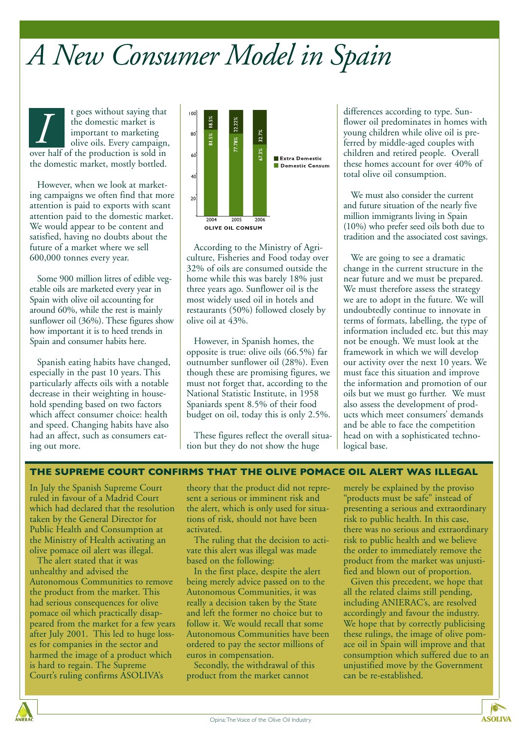# A New Consumer Model in Spain

It goes without saying that the domestic market is important to marketing olive oils. Every campaign, over half of the production is sold in the domestic market, mostly bottled.

However, when we look at marketing campaigns we often find that more attention is paid to exports with scant attention paid to the domestic market. We would appear to be content and satisfied, having no doubts about the future of a market where we sell 600,000 tonnes every year.

Some 900 million litres of edible vegetable oils are marketed every year in Spain with olive oil accounting for around 60%, while the rest is mainly sunflower oil (36%). These figures show how important it is to heed trends in Spain and consumer habits here.

Spanish eating habits have changed, especially in the past 10 years. This particularly affects oils with a notable decrease in their weighting in household spending based on two factors which affect consumer choice: health and speed. Changing habits have also had an affect, such as consumers eating out more.

**OLIVE OIL CONSUM**

| Year | Domestic Consum | Extra Domestic |
|---|---|---|
| 2004 | 81.5% | 18.5% |
| 2005 | 77.78% | 22.22% |
| 2006 | 67.3% | 32.7% |

According to the Ministry of Agriculture, Fisheries and Food today over 32% of oils are consumed outside the home while this was barely 18% just three years ago. Sunflower oil is the most widely used oil in hotels and restaurants (50%) followed closely by olive oil at 43%.

However, in Spanish homes, the opposite is true: olive oils (66.5%) far outnumber sunflower oil (28%). Even though these are promising figures, we must not forget that, according to the National Statistic Institute, in 1958 Spaniards spent 8.5% of their food budget on oil, today this is only 2.5%.

These figures reflect the overall situation but they do not show the huge differences according to type. Sunflower oil predominates in homes with young children while olive oil is preferred by middle-aged couples with children and retired people. Overall these homes account for over 40% of total olive oil consumption.

We must also consider the current and future situation of the nearly five million immigrants living in Spain (10%) who prefer seed oils both due to tradition and the associated cost savings.

We are going to see a dramatic change in the current structure in the near future and we must be prepared. We must therefore assess the strategy we are to adopt in the future. We will undoubtedly continue to innovate in terms of formats, labelling, the type of information included etc. but this may not be enough. We must look at the framework in which we will develop our activity over the next 10 years. We must face this situation and improve the information and promotion of our oils but we must go further. We must also assess the development of products which meet consumers' demands and be able to face the competition head on with a sophisticated technological base.

## THE SUPREME COURT CONFIRMS THAT THE OLIVE POMACE OIL ALERT WAS ILLEGAL

In July the Spanish Supreme Court ruled in favour of a Madrid Court which had declared that the resolution taken by the General Director for Public Health and Consumption at the Ministry of Health activating an olive pomace oil alert was illegal.

The alert stated that it was unhealthy and advised the Autonomous Communities to remove the product from the market. This had serious consequences for olive pomace oil which practically disappeared from the market for a few years after July 2001. This led to huge losses for companies in the sector and harmed the image of a product which is hard to regain. The Supreme Court's ruling confirms ASOLIVA's theory that the product did not represent a serious or imminent risk and the alert, which is only used for situations of risk, should not have been activated.

The ruling that the decision to activate this alert was illegal was made based on the following:

In the first place, despite the alert being merely advice passed on to the Autonomous Communities, it was really a decision taken by the State and left the former no choice but to follow it. We would recall that some Autonomous Communities have been ordered to pay the sector millions of euros in compensation.

Secondly, the withdrawal of this product from the market cannot merely be explained by the proviso "products must be safe" instead of presenting a serious and extraordinary risk to public health. In this case, there was no serious and extraordinary risk to public health and we believe the order to immediately remove the product from the market was unjustified and blown out of proportion.

Given this precedent, we hope that all the related claims still pending, including ANIERAC's, are resolved accordingly and favour the industry. We hope that by correctly publicising these rulings, the image of olive pomace oil in Spain will improve and that consumption which suffered due to an unjustified move by the Government can be re-established.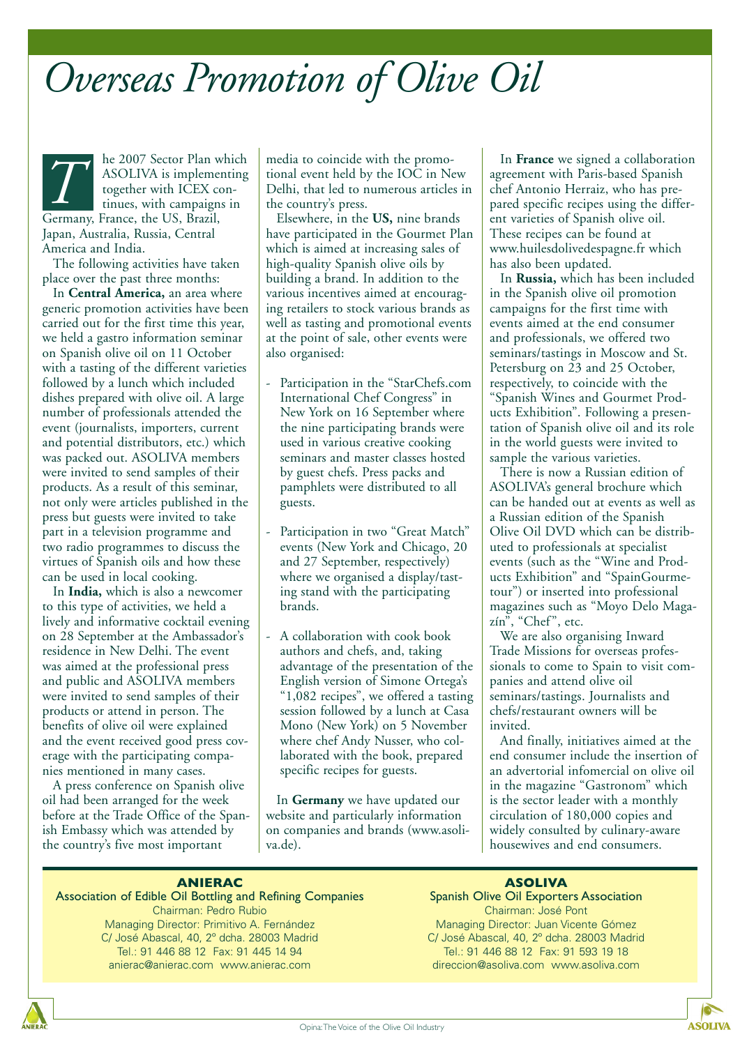# Overseas Promotion of Olive Oil

The 2007 Sector Plan which ASOLIVA is implementing together with ICEX continues, with campaigns in Germany, France, the US, Brazil, Japan, Australia, Russia, Central America and India.

The following activities have taken place over the past three months:

In **Central America,** an area where generic promotion activities have been carried out for the first time this year, we held a gastro information seminar on Spanish olive oil on 11 October with a tasting of the different varieties followed by a lunch which included dishes prepared with olive oil. A large number of professionals attended the event (journalists, importers, current and potential distributors, etc.) which was packed out. ASOLIVA members were invited to send samples of their products. As a result of this seminar, not only were articles published in the press but guests were invited to take part in a television programme and two radio programmes to discuss the virtues of Spanish oils and how these can be used in local cooking.

In **India,** which is also a newcomer to this type of activities, we held a lively and informative cocktail evening on 28 September at the Ambassador's residence in New Delhi. The event was aimed at the professional press and public and ASOLIVA members were invited to send samples of their products or attend in person. The benefits of olive oil were explained and the event received good press coverage with the participating companies mentioned in many cases.

A press conference on Spanish olive oil had been arranged for the week before at the Trade Office of the Spanish Embassy which was attended by the country's five most important media to coincide with the promotional event held by the IOC in New Delhi, that led to numerous articles in the country's press.

Elsewhere, in the **US,** nine brands have participated in the Gourmet Plan which is aimed at increasing sales of high-quality Spanish olive oils by building a brand. In addition to the various incentives aimed at encouraging retailers to stock various brands as well as tasting and promotional events at the point of sale, other events were also organised:

- Participation in the "StarChefs.com International Chef Congress" in New York on 16 September where the nine participating brands were used in various creative cooking seminars and master classes hosted by guest chefs. Press packs and pamphlets were distributed to all guests.
- Participation in two "Great Match" events (New York and Chicago, 20 and 27 September, respectively) where we organised a display/tasting stand with the participating brands.
- A collaboration with cook book authors and chefs, and, taking advantage of the presentation of the English version of Simone Ortega's "1,082 recipes", we offered a tasting session followed by a lunch at Casa Mono (New York) on 5 November where chef Andy Nusser, who collaborated with the book, prepared specific recipes for guests.

In **Germany** we have updated our website and particularly information on companies and brands (www.asoliva.de).

In **France** we signed a collaboration agreement with Paris-based Spanish chef Antonio Herraiz, who has prepared specific recipes using the different varieties of Spanish olive oil. These recipes can be found at www.huilesdolivedespagne.fr which has also been updated.

In **Russia,** which has been included in the Spanish olive oil promotion campaigns for the first time with events aimed at the end consumer and professionals, we offered two seminars/tastings in Moscow and St. Petersburg on 23 and 25 October, respectively, to coincide with the "Spanish Wines and Gourmet Products Exhibition". Following a presentation of Spanish olive oil and its role in the world guests were invited to sample the various varieties.

There is now a Russian edition of ASOLIVA's general brochure which can be handed out at events as well as a Russian edition of the Spanish Olive Oil DVD which can be distributed to professionals at specialist events (such as the "Wine and Products Exhibition" and "SpainGourmetour") or inserted into professional magazines such as "Moyo Delo Magazín", "Chef", etc.

We are also organising Inward Trade Missions for overseas professionals to come to Spain to visit companies and attend olive oil seminars/tastings. Journalists and chefs/restaurant owners will be invited.

And finally, initiatives aimed at the end consumer include the insertion of an advertorial infomercial on olive oil in the magazine "Gastronom" which is the sector leader with a monthly circulation of 180,000 copies and widely consulted by culinary-aware housewives and end consumers.

**ANIERAC**
Association of Edible Oil Bottling and Refining Companies
Chairman: Pedro Rubio
Managing Director: Primitivo A. Fernández
C/ José Abascal, 40, 2º dcha. 28003 Madrid
Tel.: 91 446 88 12 Fax: 91 445 14 94
anierac@anierac.com www.anierac.com

**ASOLIVA**
Spanish Olive Oil Exporters Association
Chairman: José Pont
Managing Director: Juan Vicente Gómez
C/ José Abascal, 40, 2º dcha. 28003 Madrid
Tel.: 91 446 88 12 Fax: 91 593 19 18
direccion@asoliva.com www.asoliva.com